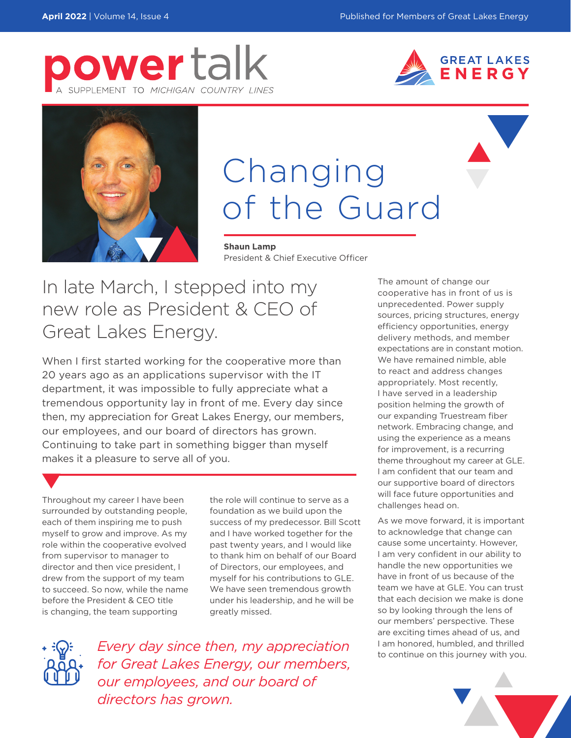# powertalk

A SUPPLEMENT TO *MICHIGAN COUNTRY LINES*

GREAT LAKES ENERGY

## Changing of the Guard

**Shaun Lamp**
President & Chief Executive Officer

In late March, I stepped into my new role as President & CEO of Great Lakes Energy.

When I first started working for the cooperative more than 20 years ago as an applications supervisor with the IT department, it was impossible to fully appreciate what a tremendous opportunity lay in front of me. Every day since then, my appreciation for Great Lakes Energy, our members, our employees, and our board of directors has grown. Continuing to take part in something bigger than myself makes it a pleasure to serve all of you.

Throughout my career I have been surrounded by outstanding people, each of them inspiring me to push myself to grow and improve. As my role within the cooperative evolved from supervisor to manager to director and then vice president, I drew from the support of my team to succeed. So now, while the name before the President & CEO title is changing, the team supporting the role will continue to serve as a foundation as we build upon the success of my predecessor. Bill Scott and I have worked together for the past twenty years, and I would like to thank him on behalf of our Board of Directors, our employees, and myself for his contributions to GLE. We have seen tremendous growth under his leadership, and he will be greatly missed.

*Every day since then, my appreciation for Great Lakes Energy, our members, our employees, and our board of directors has grown.*

The amount of change our cooperative has in front of us is unprecedented. Power supply sources, pricing structures, energy efficiency opportunities, energy delivery methods, and member expectations are in constant motion. We have remained nimble, able to react and address changes appropriately. Most recently, I have served in a leadership position helming the growth of our expanding Truestream fiber network. Embracing change, and using the experience as a means for improvement, is a recurring theme throughout my career at GLE. I am confident that our team and our supportive board of directors will face future opportunities and challenges head on.

As we move forward, it is important to acknowledge that change can cause some uncertainty. However, I am very confident in our ability to handle the new opportunities we have in front of us because of the team we have at GLE. You can trust that each decision we make is done so by looking through the lens of our members' perspective. These are exciting times ahead of us, and I am honored, humbled, and thrilled to continue on this journey with you.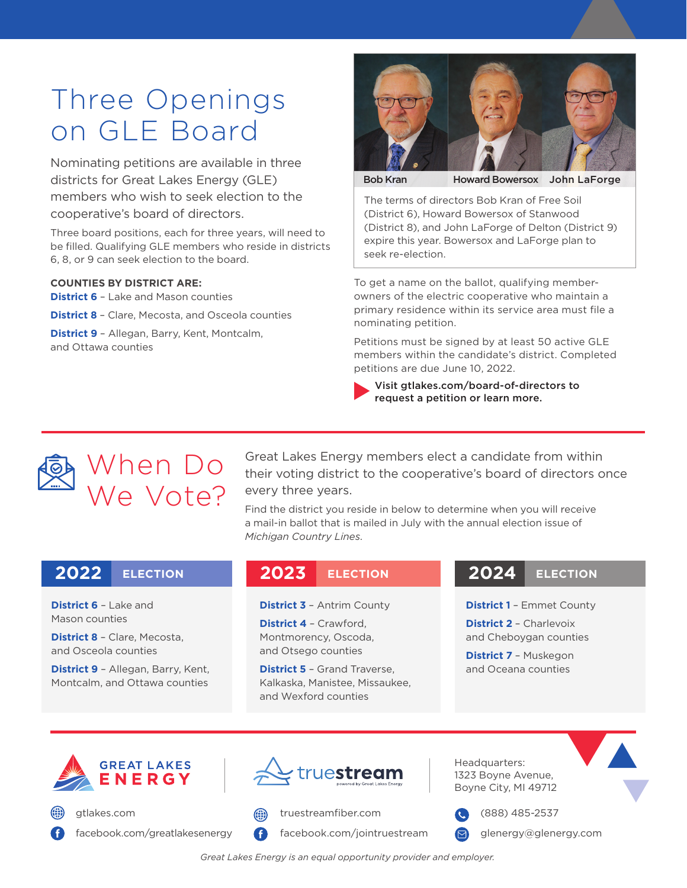# Three Openings on GLE Board

Nominating petitions are available in three districts for Great Lakes Energy (GLE) members who wish to seek election to the cooperative's board of directors.

Three board positions, each for three years, will need to be filled. Qualifying GLE members who reside in districts 6, 8, or 9 can seek election to the board.

**COUNTIES BY DISTRICT ARE:**

**District 6** – Lake and Mason counties

**District 8** – Clare, Mecosta, and Osceola counties

**District 9** – Allegan, Barry, Kent, Montcalm, and Ottawa counties

Bob Kran | Howard Bowersox | John LaForge

The terms of directors Bob Kran of Free Soil (District 6), Howard Bowersox of Stanwood (District 8), and John LaForge of Delton (District 9) expire this year. Bowersox and LaForge plan to seek re-election.

To get a name on the ballot, qualifying member-owners of the electric cooperative who maintain a primary residence within its service area must file a nominating petition.

Petitions must be signed by at least 50 active GLE members within the candidate's district. Completed petitions are due June 10, 2022.

**Visit gtlakes.com/board-of-directors to request a petition or learn more.**

## When Do We Vote?

Great Lakes Energy members elect a candidate from within their voting district to the cooperative's board of directors once every three years.

Find the district you reside in below to determine when you will receive a mail-in ballot that is mailed in July with the annual election issue of *Michigan Country Lines*.

### 2022 ELECTION

**District 6** – Lake and Mason counties

**District 8** – Clare, Mecosta, and Osceola counties

**District 9** – Allegan, Barry, Kent, Montcalm, and Ottawa counties

### 2023 ELECTION

**District 3** – Antrim County

**District 4** – Crawford, Montmorency, Oscoda, and Otsego counties

**District 5** – Grand Traverse, Kalkaska, Manistee, Missaukee, and Wexford counties

### 2024 ELECTION

**District 1** – Emmet County

**District 2** – Charlevoix and Cheboygan counties

**District 7** – Muskegon and Oceana counties

GREAT LAKES ENERGY

truestream powered by Great Lakes Energy

Headquarters:
1323 Boyne Avenue,
Boyne City, MI 49712

gtlakes.com

facebook.com/greatlakesenergy

truestreamfiber.com

facebook.com/jointruestream

(888) 485-2537

glenergy@glenergy.com

*Great Lakes Energy is an equal opportunity provider and employer.*